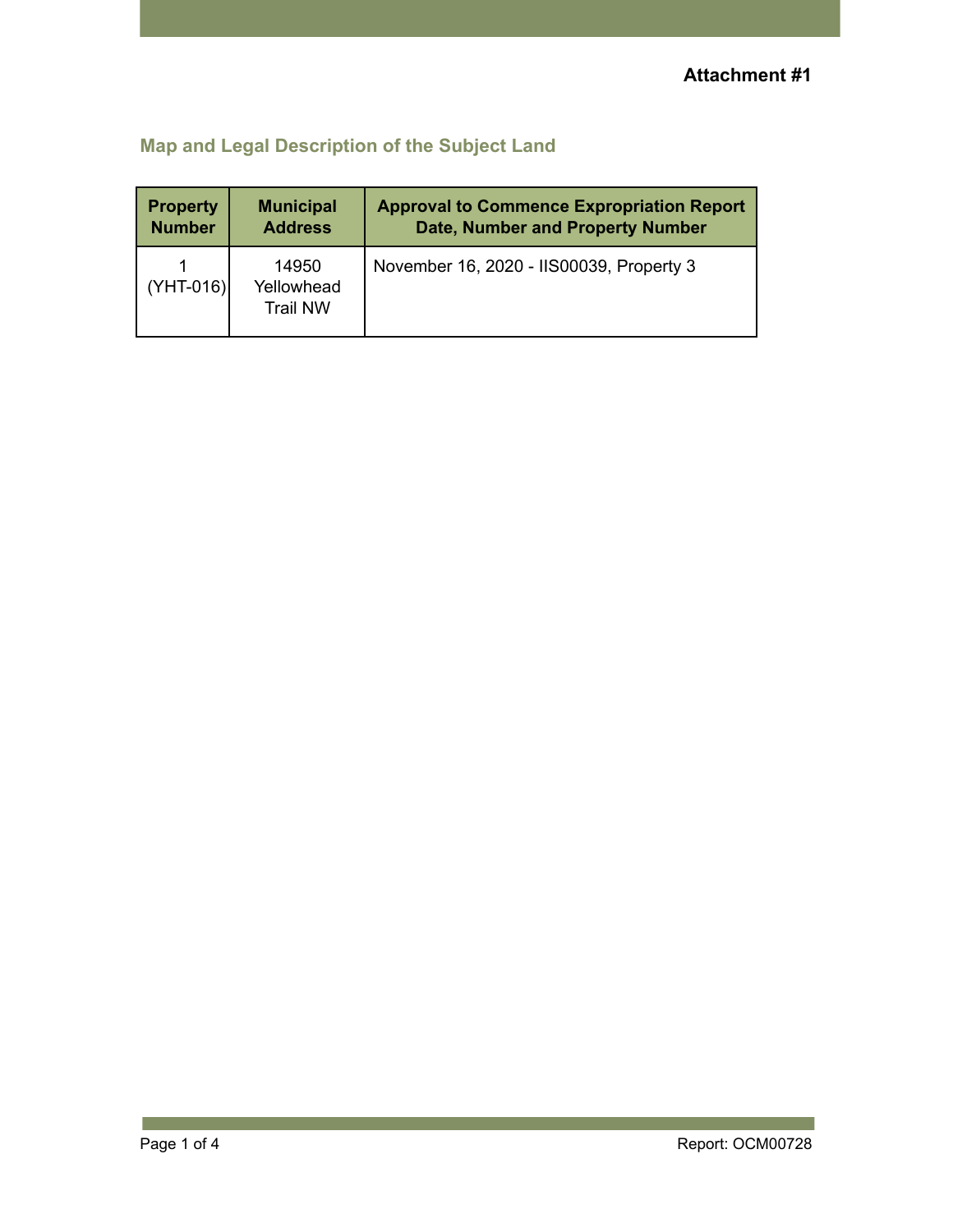**Attachment #1**

## Map and Legal Description of the Subject Land

| Property Number | Municipal Address | Approval to Commence Expropriation Report Date, Number and Property Number |
|---|---|---|
| 1 (YHT-016) | 14950 Yellowhead Trail NW | November 16, 2020 - IIS00039, Property 3 |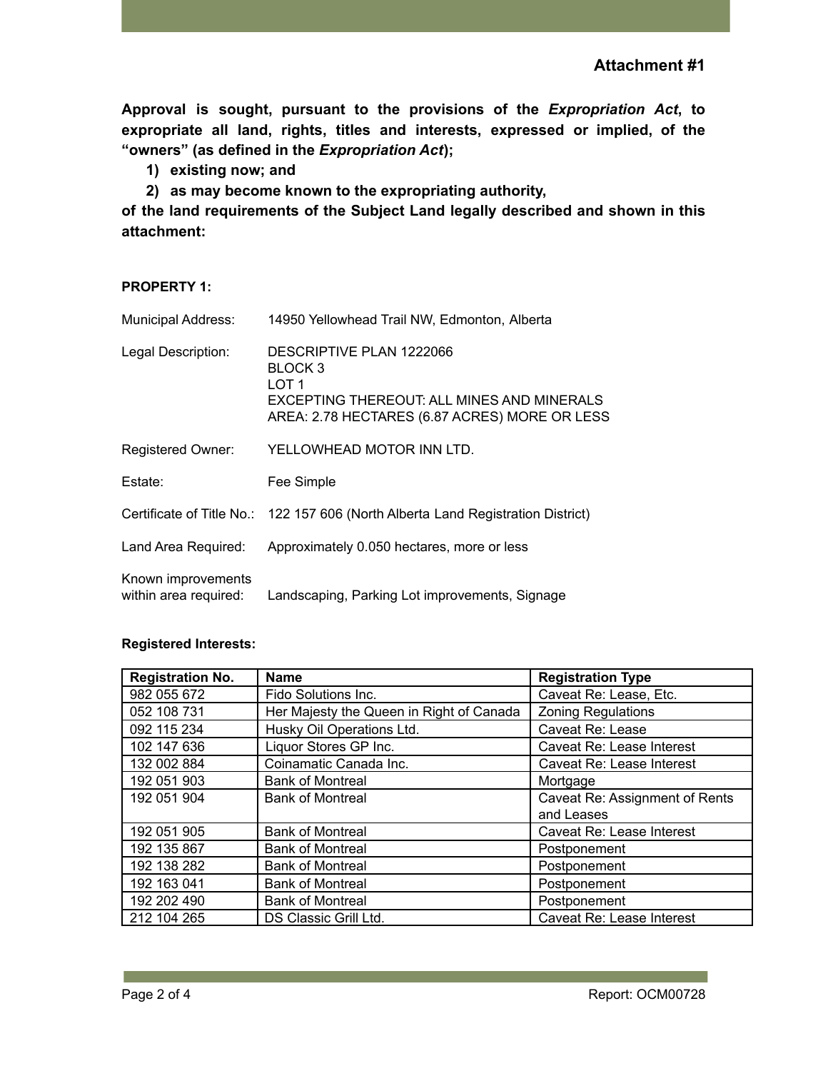**Attachment #1**

**Approval is sought, pursuant to the provisions of the *Expropriation Act*, to expropriate all land, rights, titles and interests, expressed or implied, of the "owners" (as defined in the *Expropriation Act*);**

1) **existing now; and**
2) **as may become known to the expropriating authority,**

**of the land requirements of the Subject Land legally described and shown in this attachment:**

**PROPERTY 1:**

Municipal Address: 14950 Yellowhead Trail NW, Edmonton, Alberta

Legal Description: DESCRIPTIVE PLAN 1222066
BLOCK 3
LOT 1
EXCEPTING THEREOUT: ALL MINES AND MINERALS
AREA: 2.78 HECTARES (6.87 ACRES) MORE OR LESS

Registered Owner: YELLOWHEAD MOTOR INN LTD.

Estate: Fee Simple

Certificate of Title No.: 122 157 606 (North Alberta Land Registration District)

Land Area Required: Approximately 0.050 hectares, more or less

Known improvements within area required: Landscaping, Parking Lot improvements, Signage

**Registered Interests:**

| Registration No. | Name | Registration Type |
|---|---|---|
| 982 055 672 | Fido Solutions Inc. | Caveat Re: Lease, Etc. |
| 052 108 731 | Her Majesty the Queen in Right of Canada | Zoning Regulations |
| 092 115 234 | Husky Oil Operations Ltd. | Caveat Re: Lease |
| 102 147 636 | Liquor Stores GP Inc. | Caveat Re: Lease Interest |
| 132 002 884 | Coinamatic Canada Inc. | Caveat Re: Lease Interest |
| 192 051 903 | Bank of Montreal | Mortgage |
| 192 051 904 | Bank of Montreal | Caveat Re: Assignment of Rents and Leases |
| 192 051 905 | Bank of Montreal | Caveat Re: Lease Interest |
| 192 135 867 | Bank of Montreal | Postponement |
| 192 138 282 | Bank of Montreal | Postponement |
| 192 163 041 | Bank of Montreal | Postponement |
| 192 202 490 | Bank of Montreal | Postponement |
| 212 104 265 | DS Classic Grill Ltd. | Caveat Re: Lease Interest |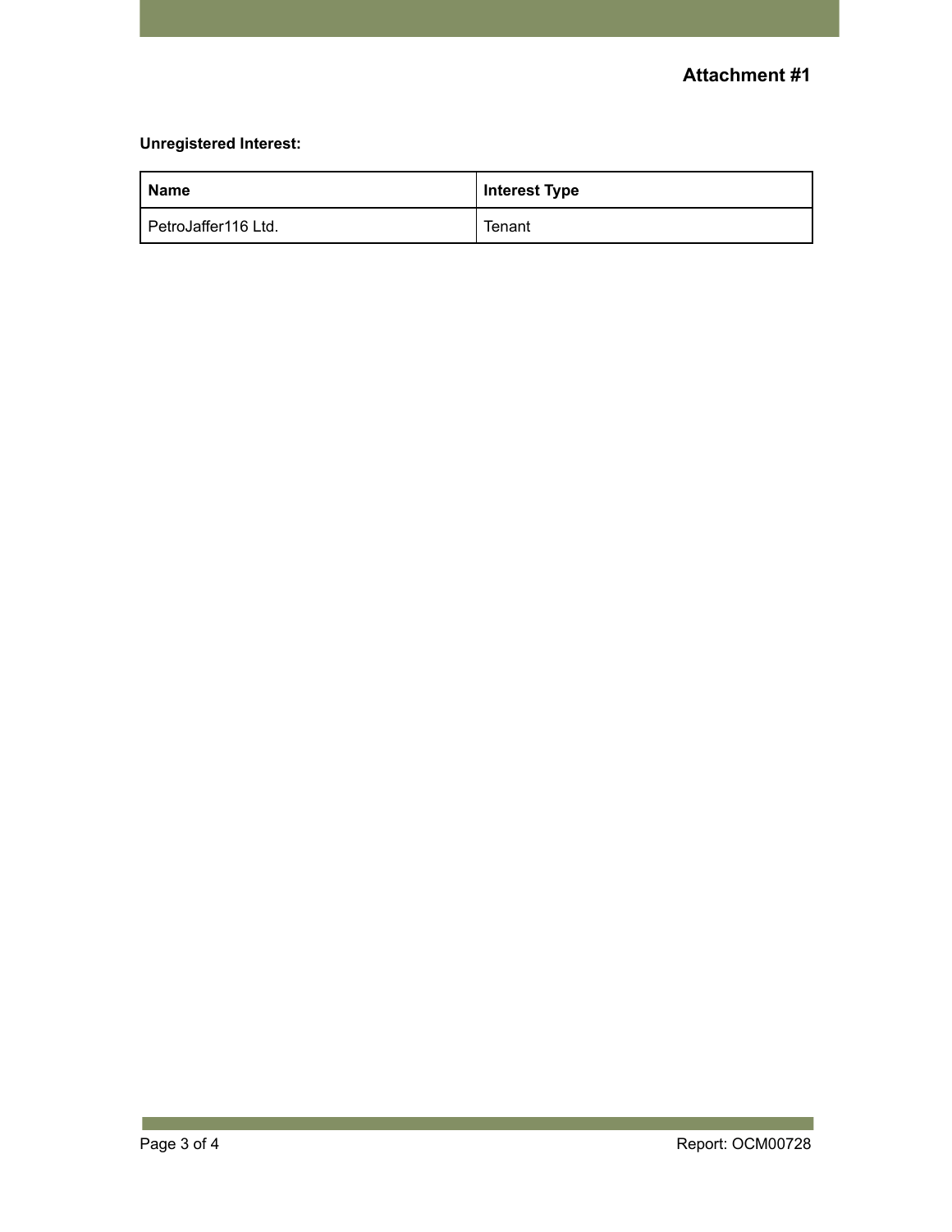## Attachment #1

**Unregistered Interest:**

| Name | Interest Type |
|---|---|
| PetroJaffer116 Ltd. | Tenant |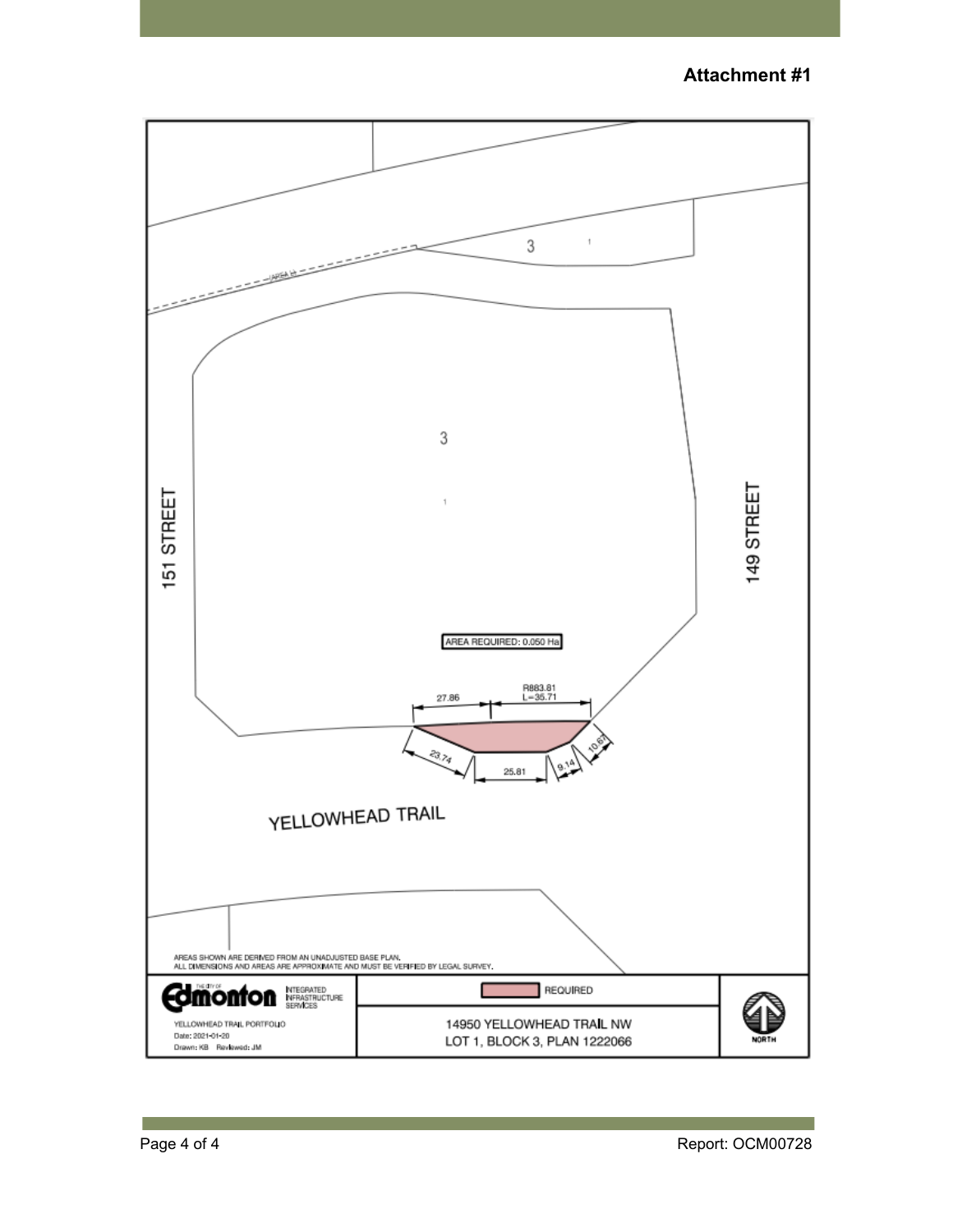**Attachment #1**

3

1

3

1

151 STREET

149 STREET

AREA REQUIRED: 0.050 Ha

27.86

R883.81
L=35.71

23.74

25.81

9.14

10.67

YELLOWHEAD TRAIL

AREAS SHOWN ARE DERIVED FROM AN UNADJUSTED BASE PLAN.
ALL DIMENSIONS AND AREAS ARE APPROXIMATE AND MUST BE VERIFIED BY LEGAL SURVEY.

| | | |
|---|---|---|
| THE CITY OF Edmonton INTEGRATED INFRASTRUCTURE SERVICES | REQUIRED | NORTH |
| YELLOWHEAD TRAIL PORTFOLIO<br>Date: 2021-01-20<br>Drawn: KB Reviewed: JM | 14950 YELLOWHEAD TRAIL NW<br>LOT 1, BLOCK 3, PLAN 1222066 | |

Report: OCM00728